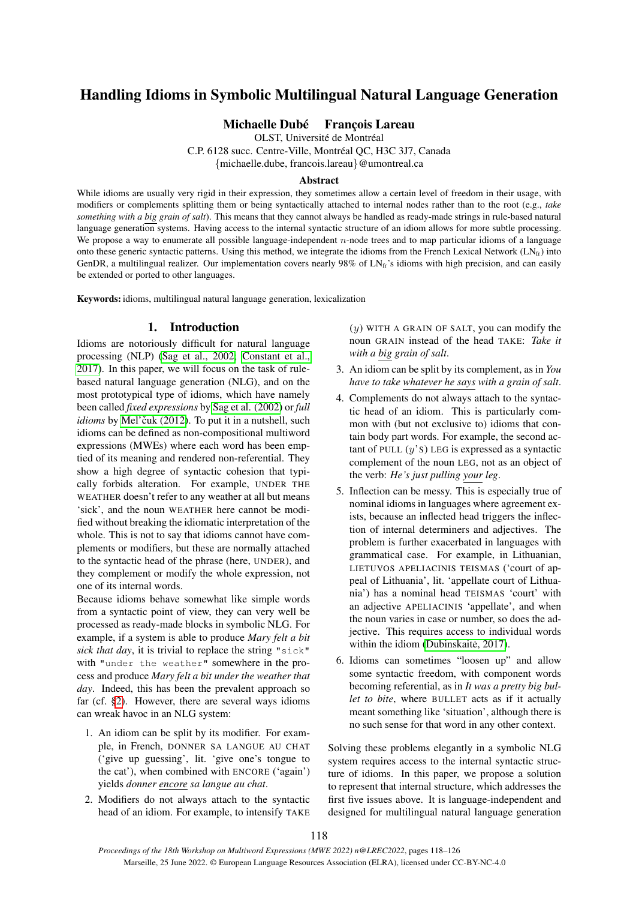# Handling Idioms in Symbolic Multilingual Natural Language Generation

**Michaelle Dubé   François Lareau**

OLST, Université de Montréal
C.P. 6128 succ. Centre-Ville, Montréal QC, H3C 3J7, Canada
{michaelle.dube, francois.lareau}@umontreal.ca

### Abstract

While idioms are usually very rigid in their expression, they sometimes allow a certain level of freedom in their usage, with modifiers or complements splitting them or being syntactically attached to internal nodes rather than to the root (e.g., *take something with a big grain of salt*). This means that they cannot always be handled as ready-made strings in rule-based natural language generation systems. Having access to the internal syntactic structure of an idiom allows for more subtle processing. We propose a way to enumerate all possible language-independent $n$-node trees and to map particular idioms of a language onto these generic syntactic patterns. Using this method, we integrate the idioms from the French Lexical Network ($LN_{fr}$) into GenDR, a multilingual realizer. Our implementation covers nearly 98% of $LN_{fr}$'s idioms with high precision, and can easily be extended or ported to other languages.

**Keywords:** idioms, multilingual natural language generation, lexicalization

## 1. Introduction

Idioms are notoriously difficult for natural language processing (NLP) (Sag et al., 2002; Constant et al., 2017). In this paper, we will focus on the task of rule-based natural language generation (NLG), and on the most prototypical type of idioms, which have namely been called *fixed expressions* by Sag et al. (2002) or *full idioms* by Mel'čuk (2012). To put it in a nutshell, such idioms can be defined as non-compositional multiword expressions (MWEs) where each word has been emptied of its meaning and rendered non-referential. They show a high degree of syntactic cohesion that typically forbids alteration. For example, UNDER THE WEATHER doesn't refer to any weather at all but means 'sick', and the noun WEATHER here cannot be modified without breaking the idiomatic interpretation of the whole. This is not to say that idioms cannot have complements or modifiers, but these are normally attached to the syntactic head of the phrase (here, UNDER), and they complement or modify the whole expression, not one of its internal words.

Because idioms behave somewhat like simple words from a syntactic point of view, they can very well be processed as ready-made blocks in symbolic NLG. For example, if a system is able to produce *Mary felt a bit sick that day*, it is trivial to replace the string `"sick"` with `"under the weather"` somewhere in the process and produce *Mary felt a bit under the weather that day*. Indeed, this has been the prevalent approach so far (cf. §2). However, there are several ways idioms can wreak havoc in an NLG system:

1. An idiom can be split by its modifier. For example, in French, DONNER SA LANGUE AU CHAT ('give up guessing', lit. 'give one's tongue to the cat'), when combined with ENCORE ('again') yields *donner encore sa langue au chat*.
2. Modifiers do not always attach to the syntactic head of an idiom. For example, to intensify TAKE ($y$) WITH A GRAIN OF SALT, you can modify the noun GRAIN instead of the head TAKE: *Take it with a big grain of salt*.
3. An idiom can be split by its complement, as in *You have to take whatever he says with a grain of salt*.
4. Complements do not always attach to the syntactic head of an idiom. This is particularly common with (but not exclusive to) idioms that contain body part words. For example, the second actant of PULL ($y$'S) LEG is expressed as a syntactic complement of the noun LEG, not as an object of the verb: *He's just pulling your leg*.
5. Inflection can be messy. This is especially true of nominal idioms in languages where agreement exists, because an inflected head triggers the inflection of internal determiners and adjectives. The problem is further exacerbated in languages with grammatical case. For example, in Lithuanian, LIETUVOS APELIACINIS TEISMAS ('court of appeal of Lithuania', lit. 'appellate court of Lithuania') has a nominal head TEISMAS 'court' with an adjective APELIACINIS 'appellate', and when the noun varies in case or number, so does the adjective. This requires access to individual words within the idiom (Dubinskaitė, 2017).
6. Idioms can sometimes "loosen up" and allow some syntactic freedom, with component words becoming referential, as in *It was a pretty big bullet to bite*, where BULLET acts as if it actually meant something like 'situation', although there is no such sense for that word in any other context.

Solving these problems elegantly in a symbolic NLG system requires access to the internal syntactic structure of idioms. In this paper, we propose a solution to represent that internal structure, which addresses the first five issues above. It is language-independent and designed for multilingual natural language generation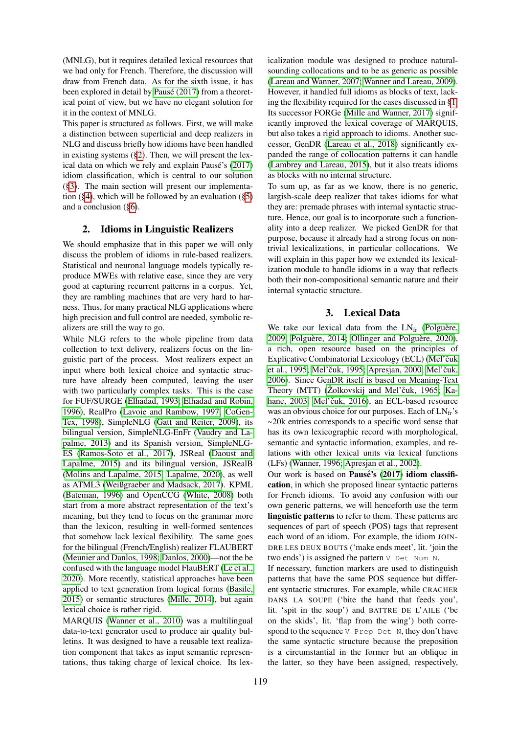(MNLG), but it requires detailed lexical resources that we had only for French. Therefore, the discussion will draw from French data. As for the sixth issue, it has been explored in detail by Pausé (2017) from a theoretical point of view, but we have no elegant solution for it in the context of MNLG.

This paper is structured as follows. First, we will make a distinction between superficial and deep realizers in NLG and discuss briefly how idioms have been handled in existing systems (§2). Then, we will present the lexical data on which we rely and explain Pausé's (2017) idiom classification, which is central to our solution (§3). The main section will present our implementation (§4), which will be followed by an evaluation (§5) and a conclusion (§6).

## 2. Idioms in Linguistic Realizers

We should emphasize that in this paper we will only discuss the problem of idioms in rule-based realizers. Statistical and neuronal language models typically reproduce MWEs with relative ease, since they are very good at capturing recurrent patterns in a corpus. Yet, they are rambling machines that are very hard to harness. Thus, for many practical NLG applications where high precision and full control are needed, symbolic realizers are still the way to go.

While NLG refers to the whole pipeline from data collection to text delivery, realizers focus on the linguistic part of the process. Most realizers expect an input where both lexical choice and syntactic structure have already been computed, leaving the user with two particularly complex tasks. This is the case for FUF/SURGE (Elhadad, 1993; Elhadad and Robin, 1996), RealPro (Lavoie and Rambow, 1997; CoGenTex, 1998), SimpleNLG (Gatt and Reiter, 2009), its bilingual version, SimpleNLG-EnFr (Vaudry and Lapalme, 2013) and its Spanish version, SimpleNLG-ES (Ramos-Soto et al., 2017), JSReal (Daoust and Lapalme, 2015) and its bilingual version, JSRealB (Molins and Lapalme, 2015; Lapalme, 2020), as well as ATML3 (Weißgraeber and Madsack, 2017). KPML (Bateman, 1996) and OpenCCG (White, 2008) both start from a more abstract representation of the text's meaning, but they tend to focus on the grammar more than the lexicon, resulting in well-formed sentences that somehow lack lexical flexibility. The same goes for the bilingual (French/English) realizer FLAUBERT (Meunier and Danlos, 1998; Danlos, 2000)—not the be confused with the language model FlauBERT (Le et al., 2020). More recently, statistical approaches have been applied to text generation from logical forms (Basile, 2015) or semantic structures (Mille, 2014), but again lexical choice is rather rigid.

MARQUIS (Wanner et al., 2010) was a multilingual data-to-text generator used to produce air quality bulletins. It was designed to have a reusable text realization component that takes as input semantic representations, thus taking charge of lexical choice. Its lexicalization module was designed to produce natural-sounding collocations and to be as generic as possible (Lareau and Wanner, 2007; Wanner and Lareau, 2009). However, it handled full idioms as blocks of text, lacking the flexibility required for the cases discussed in §1. Its successor FORGe (Mille and Wanner, 2017) significantly improved the lexical coverage of MARQUIS, but also takes a rigid approach to idioms. Another successor, GenDR (Lareau et al., 2018) significantly expanded the range of collocation patterns it can handle (Lambrey and Lareau, 2015), but it also treats idioms as blocks with no internal structure.

To sum up, as far as we know, there is no generic, largish-scale deep realizer that takes idioms for what they are: premade phrases with internal syntactic structure. Hence, our goal is to incorporate such a functionality into a deep realizer. We picked GenDR for that purpose, because it already had a strong focus on non-trivial lexicalizations, in particular collocations. We will explain in this paper how we extended its lexicalization module to handle idioms in a way that reflects both their non-compositional semantic nature and their internal syntactic structure.

## 3. Lexical Data

We take our lexical data from the $LN_{fr}$ (Polguère, 2009; Polguère, 2014; Ollinger and Polguère, 2020), a rich, open resource based on the principles of Explicative Combinatorial Lexicology (ECL) (Mel'čuk et al., 1995; Mel'čuk, 1995; Apresjan, 2000; Mel'čuk, 2006). Since GenDR itself is based on Meaning-Text Theory (MTT) (Žolkovskij and Mel'čuk, 1965; Kahane, 2003; Mel'čuk, 2016), an ECL-based resource was an obvious choice for our purposes. Each of $LN_{fr}$'s ~20k entries corresponds to a specific word sense that has its own lexicographic record with morphological, semantic and syntactic information, examples, and relations with other lexical units via lexical functions (LFs) (Wanner, 1996; Apresjan et al., 2002).

Our work is based on **Pausé's (2017) idiom classification**, in which she proposed linear syntactic patterns for French idioms. To avoid any confusion with our own generic patterns, we will henceforth use the term **linguistic patterns** to refer to them. These patterns are sequences of part of speech (POS) tags that represent each word of an idiom. For example, JOINDRE LES DEUX BOUTS ('make ends meet', lit. 'join the two ends') is assigned the pattern `V Det Num N`.

If necessary, function markers are used to distinguish patterns that have the same POS sequence but different syntactic structures. For example, while CRACHER DANS LA SOUPE ('bite the hand that feeds you', lit. 'spit in the soup') and BATTRE DE L'AILE ('be on the skids', lit. 'flap from the wing') both correspond to the sequence `V Prep Det N`, they don't have the same syntactic structure because the preposition is a circumstantial in the former but an oblique in the latter, so they have been assigned, respectively,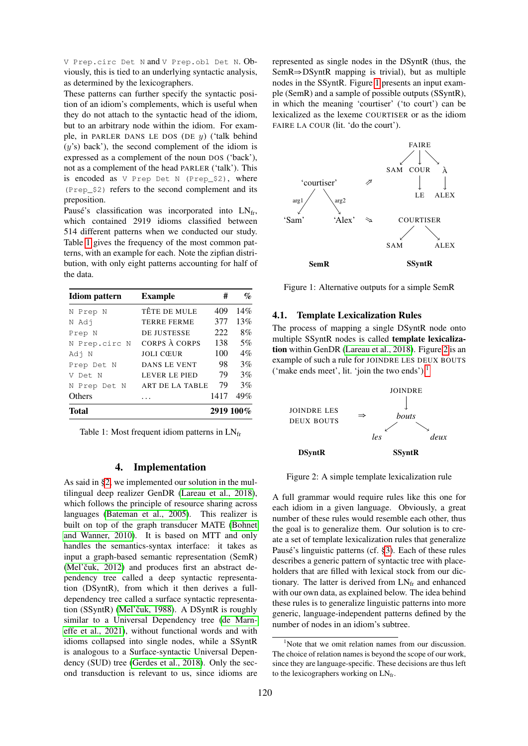V Prep.circ Det N and V Prep.obl Det N. Obviously, this is tied to an underlying syntactic analysis, as determined by the lexicographers.

These patterns can further specify the syntactic position of an idiom's complements, which is useful when they do not attach to the syntactic head of the idiom, but to an arbitrary node within the idiom. For example, in PARLER DANS LE DOS (DE $y$) ('talk behind ($y$'s) back'), the second complement of the idiom is expressed as a complement of the noun DOS ('back'), not as a complement of the head PARLER ('talk'). This is encoded as V Prep Det N (Prep_$2), where (Prep_$2) refers to the second complement and its preposition.

Pausé's classification was incorporated into $LN_{fr}$, which contained 2919 idioms classified between 514 different patterns when we conducted our study. Table 1 gives the frequency of the most common patterns, with an example for each. Note the zipfian distribution, with only eight patterns accounting for half of the data.

| Idiom pattern | Example | # | % |
|---|---|---|---|
| N Prep N | TÊTE DE MULE | 409 | 14% |
| N Adj | TERRE FERME | 377 | 13% |
| Prep N | DE JUSTESSE | 222 | 8% |
| N Prep.circ N | CORPS À CORPS | 138 | 5% |
| Adj N | JOLI CŒUR | 100 | 4% |
| Prep Det N | DANS LE VENT | 98 | 3% |
| V Det N | LEVER LE PIED | 79 | 3% |
| N Prep Det N | ART DE LA TABLE | 79 | 3% |
| Others | ... | 1417 | 49% |
| **Total** | | **2919** | **100%** |

Table 1: Most frequent idiom patterns in $LN_{fr}$

## 4. Implementation

As said in §2, we implemented our solution in the multilingual deep realizer GenDR (Lareau et al., 2018), which follows the principle of resource sharing across languages (Bateman et al., 2005). This realizer is built on top of the graph transducer MATE (Bohnet and Wanner, 2010). It is based on MTT and only handles the semantics-syntax interface: it takes as input a graph-based semantic representation (SemR) (Mel'čuk, 2012) and produces first an abstract dependency tree called a deep syntactic representation (DSyntR), from which it then derives a full-dependency tree called a surface syntactic representation (SSyntR) (Mel'čuk, 1988). A DSyntR is roughly similar to a Universal Dependency tree (de Marneffe et al., 2021), without functional words and with idioms collapsed into single nodes, while a SSyntR is analogous to a Surface-syntactic Universal Dependency (SUD) tree (Gerdes et al., 2018). Only the second transduction is relevant to us, since idioms are represented as single nodes in the DSyntR (thus, the SemR⇒DSyntR mapping is trivial), but as multiple nodes in the SSyntR. Figure 1 presents an input example (SemR) and a sample of possible outputs (SSyntR), in which the meaning 'courtiser' ('to court') can be lexicalized as the lexeme COURTISER or as the idiom FAIRE LA COUR (lit. 'do the court').

Figure 1: Alternative outputs for a simple SemR

### 4.1. Template Lexicalization Rules

The process of mapping a single DSyntR node onto multiple SSyntR nodes is called **template lexicalization** within GenDR (Lareau et al., 2018). Figure 2 is an example of such a rule for JOINDRE LES DEUX BOUTS ('make ends meet', lit. 'join the two ends').[1]

Figure 2: A simple template lexicalization rule

A full grammar would require rules like this one for each idiom in a given language. Obviously, a great number of these rules would resemble each other, thus the goal is to generalize them. Our solution is to create a set of template lexicalization rules that generalize Pausé's linguistic patterns (cf. §3). Each of these rules describes a generic pattern of syntactic tree with placeholders that are filled with lexical stock from our dictionary. The latter is derived from $LN_{fr}$ and enhanced with our own data, as explained below. The idea behind these rules is to generalize linguistic patterns into more generic, language-independent patterns defined by the number of nodes in an idiom's subtree.

[1] Note that we omit relation names from our discussion. The choice of relation names is beyond the scope of our work, since they are language-specific. These decisions are thus left to the lexicographers working on $LN_{fr}$.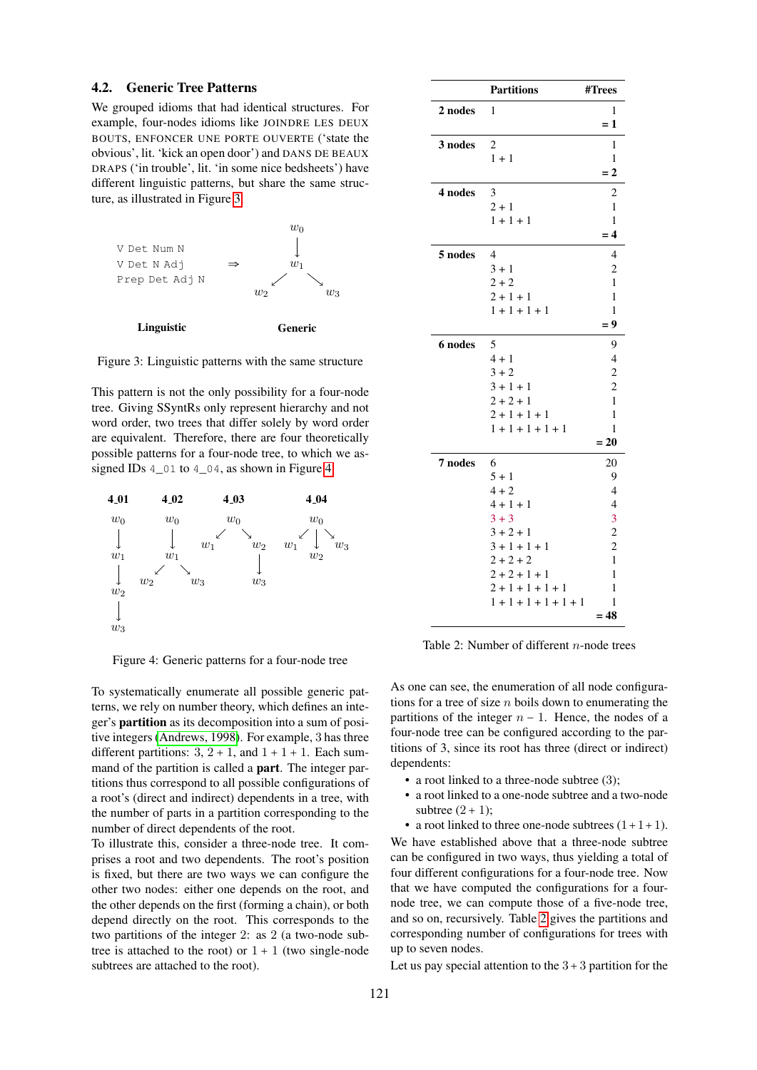### 4.2. Generic Tree Patterns

We grouped idioms that had identical structures. For example, four-nodes idioms like JOINDRE LES DEUX BOUTS, ENFONCER UNE PORTE OUVERTE ('state the obvious', lit. 'kick an open door') and DANS DE BEAUX DRAPS ('in trouble', lit. 'in some nice bedsheets') have different linguistic patterns, but share the same structure, as illustrated in Figure 3.

```
V Det Num N                      w0
V Det N Adj         ⇒            ↓
Prep Det Adj N                   w1
                               ↙    ↘
                             w2       w3

   Linguistic                  Generic
```

Figure 3: Linguistic patterns with the same structure

This pattern is not the only possibility for a four-node tree. Giving SSyntRs only represent hierarchy and not word order, two trees that differ solely by word order are equivalent. Therefore, there are four theoretically possible patterns for a four-node tree, to which we assigned IDs `4_01` to `4_04`, as shown in Figure 4.

```
4_01      4_02        4_03          4_04
 w0        w0          w0            w0
 ↓         ↓         ↙    ↘        ↙  ↓  ↘
 w1        w1       w1     w2     w1  w2  w3
 ↓       ↙    ↘            ↓
 w2     w2     w3          w3
 ↓
 w3
```

Figure 4: Generic patterns for a four-node tree

To systematically enumerate all possible generic patterns, we rely on number theory, which defines an integer's **partition** as its decomposition into a sum of positive integers (Andrews, 1998). For example, 3 has three different partitions: 3, 2 + 1, and 1 + 1 + 1. Each summand of the partition is called a **part**. The integer partitions thus correspond to all possible configurations of a root's (direct and indirect) dependents in a tree, with the number of parts in a partition corresponding to the number of direct dependents of the root.

To illustrate this, consider a three-node tree. It comprises a root and two dependents. The root's position is fixed, but there are two ways we can configure the other two nodes: either one depends on the root, and the other depends on the first (forming a chain), or both depend directly on the root. This corresponds to the two partitions of the integer 2: as 2 (a two-node subtree is attached to the root) or 1 + 1 (two single-node subtrees are attached to the root).

| | Partitions | #Trees |
|---|---|---|
| **2 nodes** | 1 | 1 |
| | | **= 1** |
| **3 nodes** | 2 | 1 |
| | 1 + 1 | 1 |
| | | **= 2** |
| **4 nodes** | 3 | 2 |
| | 2 + 1 | 1 |
| | 1 + 1 + 1 | 1 |
| | | **= 4** |
| **5 nodes** | 4 | 4 |
| | 3 + 1 | 2 |
| | 2 + 2 | 1 |
| | 2 + 1 + 1 | 1 |
| | 1 + 1 + 1 + 1 | 1 |
| | | **= 9** |
| **6 nodes** | 5 | 9 |
| | 4 + 1 | 4 |
| | 3 + 2 | 2 |
| | 3 + 1 + 1 | 2 |
| | 2 + 2 + 1 | 1 |
| | 2 + 1 + 1 + 1 | 1 |
| | 1 + 1 + 1 + 1 + 1 | 1 |
| | | **= 20** |
| **7 nodes** | 6 | 20 |
| | 5 + 1 | 9 |
| | 4 + 2 | 4 |
| | 4 + 1 + 1 | 4 |
| | 3 + 3 | 3 |
| | 3 + 2 + 1 | 2 |
| | 3 + 1 + 1 + 1 | 2 |
| | 2 + 2 + 2 | 1 |
| | 2 + 2 + 1 + 1 | 1 |
| | 2 + 1 + 1 + 1 + 1 | 1 |
| | 1 + 1 + 1 + 1 + 1 + 1 | 1 |
| | | **= 48** |

Table 2: Number of different $n$-node trees

As one can see, the enumeration of all node configurations for a tree of size $n$ boils down to enumerating the partitions of the integer $n - 1$. Hence, the nodes of a four-node tree can be configured according to the partitions of 3, since its root has three (direct or indirect) dependents:

- a root linked to a three-node subtree (3);
- a root linked to a one-node subtree and a two-node subtree (2 + 1);
- a root linked to three one-node subtrees (1 + 1 + 1).

We have established above that a three-node subtree can be configured in two ways, thus yielding a total of four different configurations for a four-node tree. Now that we have computed the configurations for a four-node tree, we can compute those of a five-node tree, and so on, recursively. Table 2 gives the partitions and corresponding number of configurations for trees with up to seven nodes.

Let us pay special attention to the 3 + 3 partition for the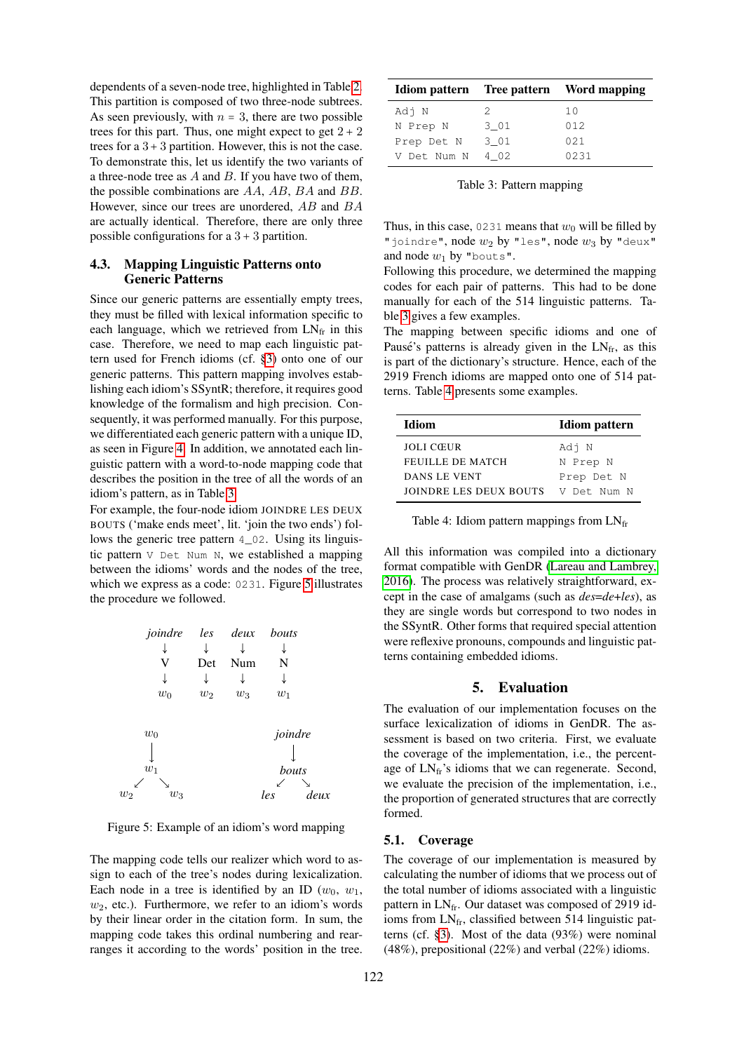dependents of a seven-node tree, highlighted in Table 2. This partition is composed of two three-node subtrees. As seen previously, with $n = 3$, there are two possible trees for this part. Thus, one might expect to get $2+2$ trees for a $3+3$ partition. However, this is not the case. To demonstrate this, let us identify the two variants of a three-node tree as $A$ and $B$. If you have two of them, the possible combinations are $AA$, $AB$, $BA$ and $BB$. However, since our trees are unordered, $AB$ and $BA$ are actually identical. Therefore, there are only three possible configurations for a $3+3$ partition.

### 4.3. Mapping Linguistic Patterns onto Generic Patterns

Since our generic patterns are essentially empty trees, they must be filled with lexical information specific to each language, which we retrieved from $LN_{fr}$ in this case. Therefore, we need to map each linguistic pattern used for French idioms (cf. §3) onto one of our generic patterns. This pattern mapping involves establishing each idiom's SSyntR; therefore, it requires good knowledge of the formalism and high precision. Consequently, it was performed manually. For this purpose, we differentiated each generic pattern with a unique ID, as seen in Figure 4. In addition, we annotated each linguistic pattern with a word-to-node mapping code that describes the position in the tree of all the words of an idiom's pattern, as in Table 3.

For example, the four-node idiom JOINDRE LES DEUX BOUTS ('make ends meet', lit. 'join the two ends') follows the generic tree pattern `4_02`. Using its linguistic pattern `V Det Num N`, we established a mapping between the idioms' words and the nodes of the tree, which we express as a code: `0231`. Figure 5 illustrates the procedure we followed.

| *joindre* | *les* | *deux* | *bouts* |
|---|---|---|---|
| ↓ | ↓ | ↓ | ↓ |
| V | Det | Num | N |
| ↓ | ↓ | ↓ | ↓ |
| $w_0$ | $w_2$ | $w_3$ | $w_1$ |

```
      w0                 joindre
      |                     |
      w1                  bouts
     /  \                 /   \
   w2    w3             les   deux
```

Figure 5: Example of an idiom's word mapping

The mapping code tells our realizer which word to assign to each of the tree's nodes during lexicalization. Each node in a tree is identified by an ID ($w_0$, $w_1$, $w_2$, etc.). Furthermore, we refer to an idiom's words by their linear order in the citation form. In sum, the mapping code takes this ordinal numbering and rearranges it according to the words' position in the tree.

| Idiom pattern | Tree pattern | Word mapping |
|---|---|---|
| `Adj N` | `2` | `10` |
| `N Prep N` | `3_01` | `012` |
| `Prep Det N` | `3_01` | `021` |
| `V Det Num N` | `4_02` | `0231` |

Table 3: Pattern mapping

Thus, in this case, `0231` means that $w_0$ will be filled by `"joindre"`, node $w_2$ by `"les"`, node $w_3$ by `"deux"` and node $w_1$ by `"bouts"`.

Following this procedure, we determined the mapping codes for each pair of patterns. This had to be done manually for each of the 514 linguistic patterns. Table 3 gives a few examples.

The mapping between specific idioms and one of Pausé's patterns is already given in the $LN_{fr}$, as this is part of the dictionary's structure. Hence, each of the 2919 French idioms are mapped onto one of 514 patterns. Table 4 presents some examples.

| Idiom | Idiom pattern |
|---|---|
| JOLI CŒUR | `Adj N` |
| FEUILLE DE MATCH | `N Prep N` |
| DANS LE VENT | `Prep Det N` |
| JOINDRE LES DEUX BOUTS | `V Det Num N` |

Table 4: Idiom pattern mappings from $LN_{fr}$

All this information was compiled into a dictionary format compatible with GenDR (Lareau and Lambrey, 2016). The process was relatively straightforward, except in the case of amalgams (such as *des=de+les*), as they are single words but correspond to two nodes in the SSyntR. Other forms that required special attention were reflexive pronouns, compounds and linguistic patterns containing embedded idioms.

## 5. Evaluation

The evaluation of our implementation focuses on the surface lexicalization of idioms in GenDR. The assessment is based on two criteria. First, we evaluate the coverage of the implementation, i.e., the percentage of $LN_{fr}$'s idioms that we can regenerate. Second, we evaluate the precision of the implementation, i.e., the proportion of generated structures that are correctly formed.

### 5.1. Coverage

The coverage of our implementation is measured by calculating the number of idioms that we process out of the total number of idioms associated with a linguistic pattern in $LN_{fr}$. Our dataset was composed of 2919 idioms from $LN_{fr}$, classified between 514 linguistic patterns (cf. §3). Most of the data (93%) were nominal (48%), prepositional (22%) and verbal (22%) idioms.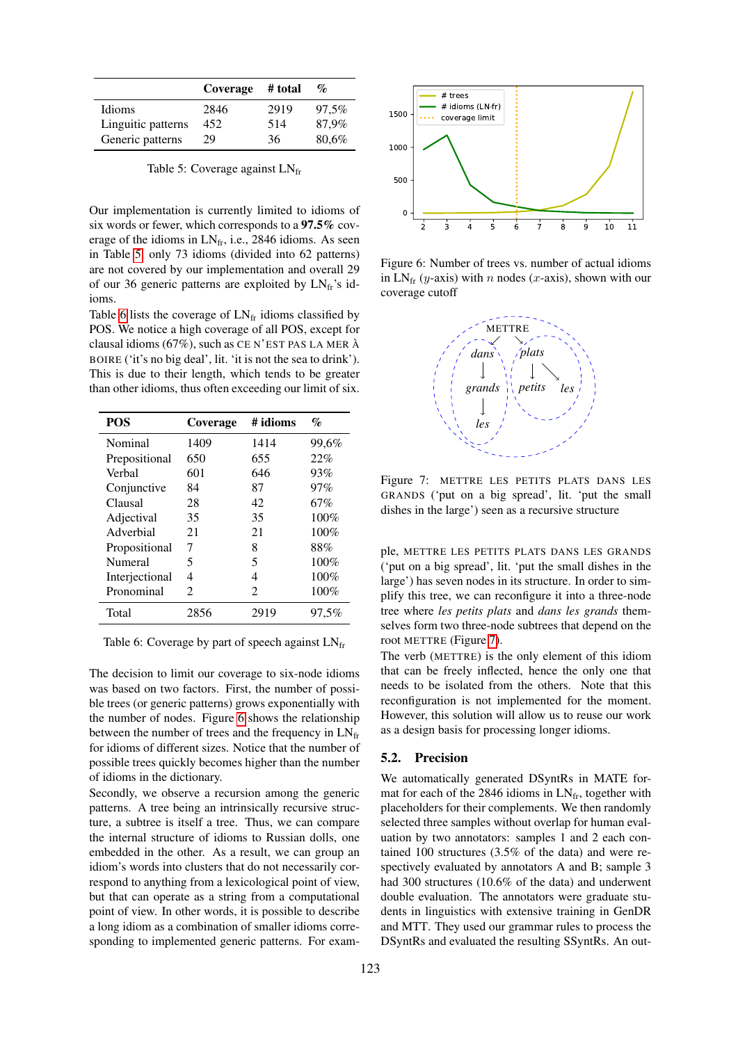| | Coverage | # total | % |
|---|---|---|---|
| Idioms | 2846 | 2919 | 97,5% |
| Linguitic patterns | 452 | 514 | 87,9% |
| Generic patterns | 29 | 36 | 80,6% |

Table 5: Coverage against $LN_{fr}$

Our implementation is currently limited to idioms of six words or fewer, which corresponds to a **97.5%** coverage of the idioms in $LN_{fr}$, i.e., 2846 idioms. As seen in Table 5, only 73 idioms (divided into 62 patterns) are not covered by our implementation and overall 29 of our 36 generic patterns are exploited by $LN_{fr}$'s idioms.

Table 6 lists the coverage of $LN_{fr}$ idioms classified by POS. We notice a high coverage of all POS, except for clausal idioms (67%), such as CE N'EST PAS LA MER À BOIRE ('it's no big deal', lit. 'it is not the sea to drink'). This is due to their length, which tends to be greater than other idioms, thus often exceeding our limit of six.

| POS | Coverage | # idioms | % |
|---|---|---|---|
| Nominal | 1409 | 1414 | 99,6% |
| Prepositional | 650 | 655 | 22% |
| Verbal | 601 | 646 | 93% |
| Conjunctive | 84 | 87 | 97% |
| Clausal | 28 | 42 | 67% |
| Adjectival | 35 | 35 | 100% |
| Adverbial | 21 | 21 | 100% |
| Propositional | 7 | 8 | 88% |
| Numeral | 5 | 5 | 100% |
| Interjectional | 4 | 4 | 100% |
| Pronominal | 2 | 2 | 100% |
| Total | 2856 | 2919 | 97,5% |

Table 6: Coverage by part of speech against $LN_{fr}$

The decision to limit our coverage to six-node idioms was based on two factors. First, the number of possible trees (or generic patterns) grows exponentially with the number of nodes. Figure 6 shows the relationship between the number of trees and the frequency in $LN_{fr}$ for idioms of different sizes. Notice that the number of possible trees quickly becomes higher than the number of idioms in the dictionary.

Secondly, we observe a recursion among the generic patterns. A tree being an intrinsically recursive structure, a subtree is itself a tree. Thus, we can compare the internal structure of idioms to Russian dolls, one embedded in the other. As a result, we can group an idiom's words into clusters that do not necessarily correspond to anything from a lexicological point of view, but that can operate as a string from a computational point of view. In other words, it is possible to describe a long idiom as a combination of smaller idioms corresponding to implemented generic patterns. For example, METTRE LES PETITS PLATS DANS LES GRANDS ('put on a big spread', lit. 'put the small dishes in the large') has seven nodes in its structure. In order to simplify this tree, we can reconfigure it into a three-node tree where *les petits plats* and *dans les grands* themselves form two three-node subtrees that depend on the root METTRE (Figure 7).

Figure 6: Number of trees vs. number of actual idioms in $LN_{fr}$ ($y$-axis) with $n$ nodes ($x$-axis), shown with our coverage cutoff

Figure 7: METTRE LES PETITS PLATS DANS LES GRANDS ('put on a big spread', lit. 'put the small dishes in the large') seen as a recursive structure

The verb (METTRE) is the only element of this idiom that can be freely inflected, hence the only one that needs to be isolated from the others. Note that this reconfiguration is not implemented for the moment. However, this solution will allow us to reuse our work as a design basis for processing longer idioms.

## 5.2. Precision

We automatically generated DSyntRs in MATE format for each of the 2846 idioms in $LN_{fr}$, together with placeholders for their complements. We then randomly selected three samples without overlap for human evaluation by two annotators: samples 1 and 2 each contained 100 structures (3.5% of the data) and were respectively evaluated by annotators A and B; sample 3 had 300 structures (10.6% of the data) and underwent double evaluation. The annotators were graduate students in linguistics with extensive training in GenDR and MTT. They used our grammar rules to process the DSyntRs and evaluated the resulting SSyntRs. An out-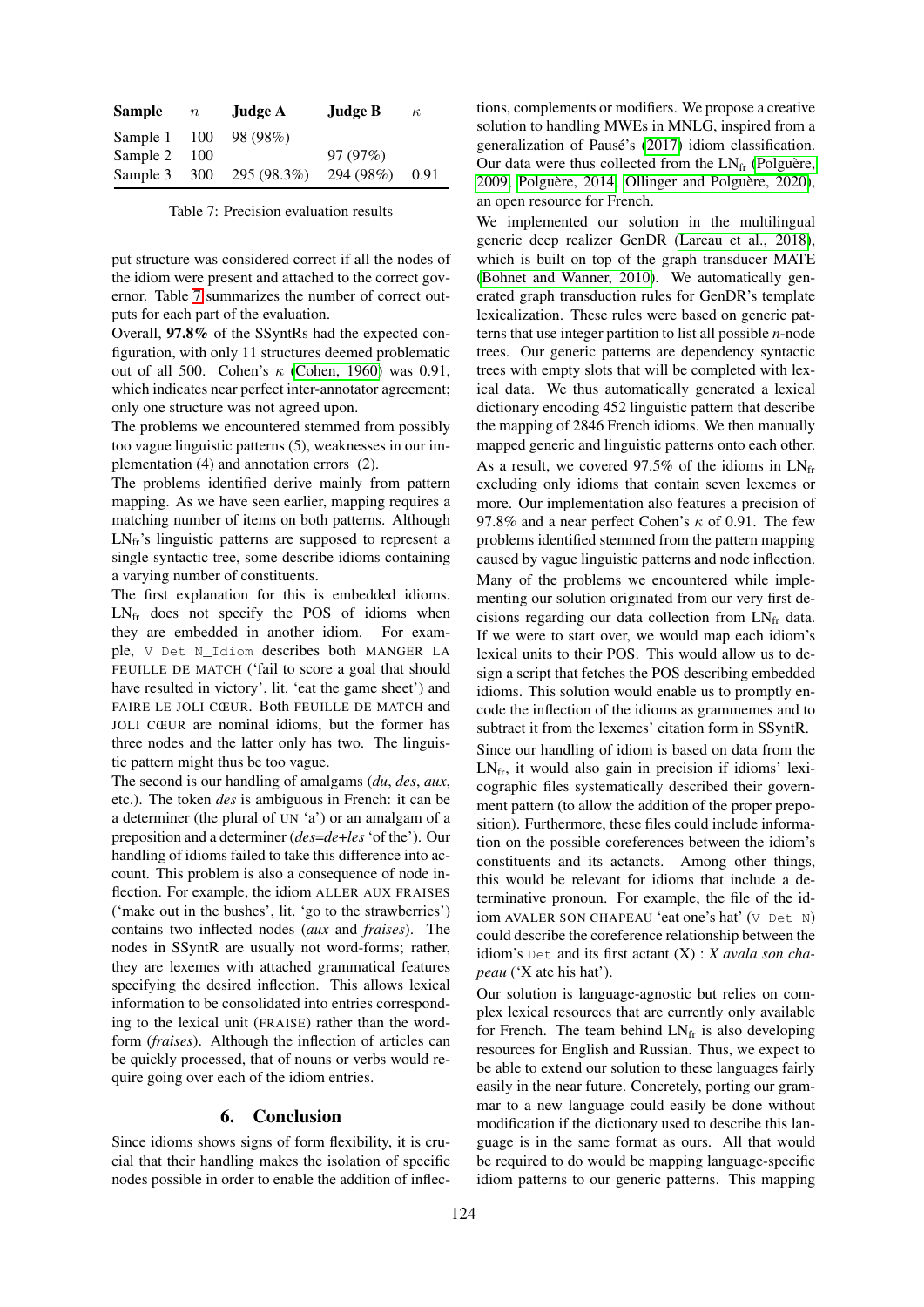| Sample | $n$ | Judge A | Judge B | $\kappa$ |
|---|---|---|---|---|
| Sample 1 | 100 | 98 (98%) | | |
| Sample 2 | 100 | | 97 (97%) | |
| Sample 3 | 300 | 295 (98.3%) | 294 (98%) | 0.91 |

Table 7: Precision evaluation results

put structure was considered correct if all the nodes of the idiom were present and attached to the correct governor. Table 7 summarizes the number of correct outputs for each part of the evaluation.

Overall, **97.8%** of the SSyntRs had the expected configuration, with only 11 structures deemed problematic out of all 500. Cohen's $\kappa$ (Cohen, 1960) was 0.91, which indicates near perfect inter-annotator agreement; only one structure was not agreed upon.

The problems we encountered stemmed from possibly too vague linguistic patterns (5), weaknesses in our implementation (4) and annotation errors (2).

The problems identified derive mainly from pattern mapping. As we have seen earlier, mapping requires a matching number of items on both patterns. Although $LN_{fr}$'s linguistic patterns are supposed to represent a single syntactic tree, some describe idioms containing a varying number of constituents.

The first explanation for this is embedded idioms. $LN_{fr}$ does not specify the POS of idioms when they are embedded in another idiom. For example, `V Det N_Idiom` describes both MANGER LA FEUILLE DE MATCH ('fail to score a goal that should have resulted in victory', lit. 'eat the game sheet') and FAIRE LE JOLI CŒUR. Both FEUILLE DE MATCH and JOLI CŒUR are nominal idioms, but the former has three nodes and the latter only has two. The linguistic pattern might thus be too vague.

The second is our handling of amalgams (*du*, *des*, *aux*, etc.). The token *des* is ambiguous in French: it can be a determiner (the plural of UN 'a') or an amalgam of a preposition and a determiner (*des*=*de*+*les* 'of the'). Our handling of idioms failed to take this difference into account. This problem is also a consequence of node inflection. For example, the idiom ALLER AUX FRAISES ('make out in the bushes', lit. 'go to the strawberries') contains two inflected nodes (*aux* and *fraises*). The nodes in SSyntR are usually not word-forms; rather, they are lexemes with attached grammatical features specifying the desired inflection. This allows lexical information to be consolidated into entries corresponding to the lexical unit (FRAISE) rather than the word-form (*fraises*). Although the inflection of articles can be quickly processed, that of nouns or verbs would require going over each of the idiom entries.

## 6. Conclusion

Since idioms shows signs of form flexibility, it is crucial that their handling makes the isolation of specific nodes possible in order to enable the addition of inflections, complements or modifiers. We propose a creative solution to handling MWEs in MNLG, inspired from a generalization of Pausé's (2017) idiom classification. Our data were thus collected from the $LN_{fr}$ (Polguère, 2009; Polguère, 2014; Ollinger and Polguère, 2020), an open resource for French.

We implemented our solution in the multilingual generic deep realizer GenDR (Lareau et al., 2018), which is built on top of the graph transducer MATE (Bohnet and Wanner, 2010). We automatically generated graph transduction rules for GenDR's template lexicalization. These rules were based on generic patterns that use integer partition to list all possible *n*-node trees. Our generic patterns are dependency syntactic trees with empty slots that will be completed with lexical data. We thus automatically generated a lexical dictionary encoding 452 linguistic pattern that describe the mapping of 2846 French idioms. We then manually mapped generic and linguistic patterns onto each other.

As a result, we covered 97.5% of the idioms in $LN_{fr}$ excluding only idioms that contain seven lexemes or more. Our implementation also features a precision of 97.8% and a near perfect Cohen's $\kappa$ of 0.91. The few problems identified stemmed from the pattern mapping caused by vague linguistic patterns and node inflection.

Many of the problems we encountered while implementing our solution originated from our very first decisions regarding our data collection from $LN_{fr}$ data. If we were to start over, we would map each idiom's lexical units to their POS. This would allow us to design a script that fetches the POS describing embedded idioms. This solution would enable us to promptly encode the inflection of the idioms as grammemes and to subtract it from the lexemes' citation form in SSyntR.

Since our handling of idiom is based on data from the $LN_{fr}$, it would also gain in precision if idioms' lexicographic files systematically described their government pattern (to allow the addition of the proper preposition). Furthermore, these files could include information on the possible coreferences between the idiom's constituents and its actancts. Among other things, this would be relevant for idioms that include a determinative pronoun. For example, the file of the idiom AVALER SON CHAPEAU 'eat one's hat' (`V Det N`) could describe the coreference relationship between the idiom's `Det` and its first actant (X) : *X avala son chapeau* ('X ate his hat').

Our solution is language-agnostic but relies on complex lexical resources that are currently only available for French. The team behind $LN_{fr}$ is also developing resources for English and Russian. Thus, we expect to be able to extend our solution to these languages fairly easily in the near future. Concretely, porting our grammar to a new language could easily be done without modification if the dictionary used to describe this language is in the same format as ours. All that would be required to do would be mapping language-specific idiom patterns to our generic patterns. This mapping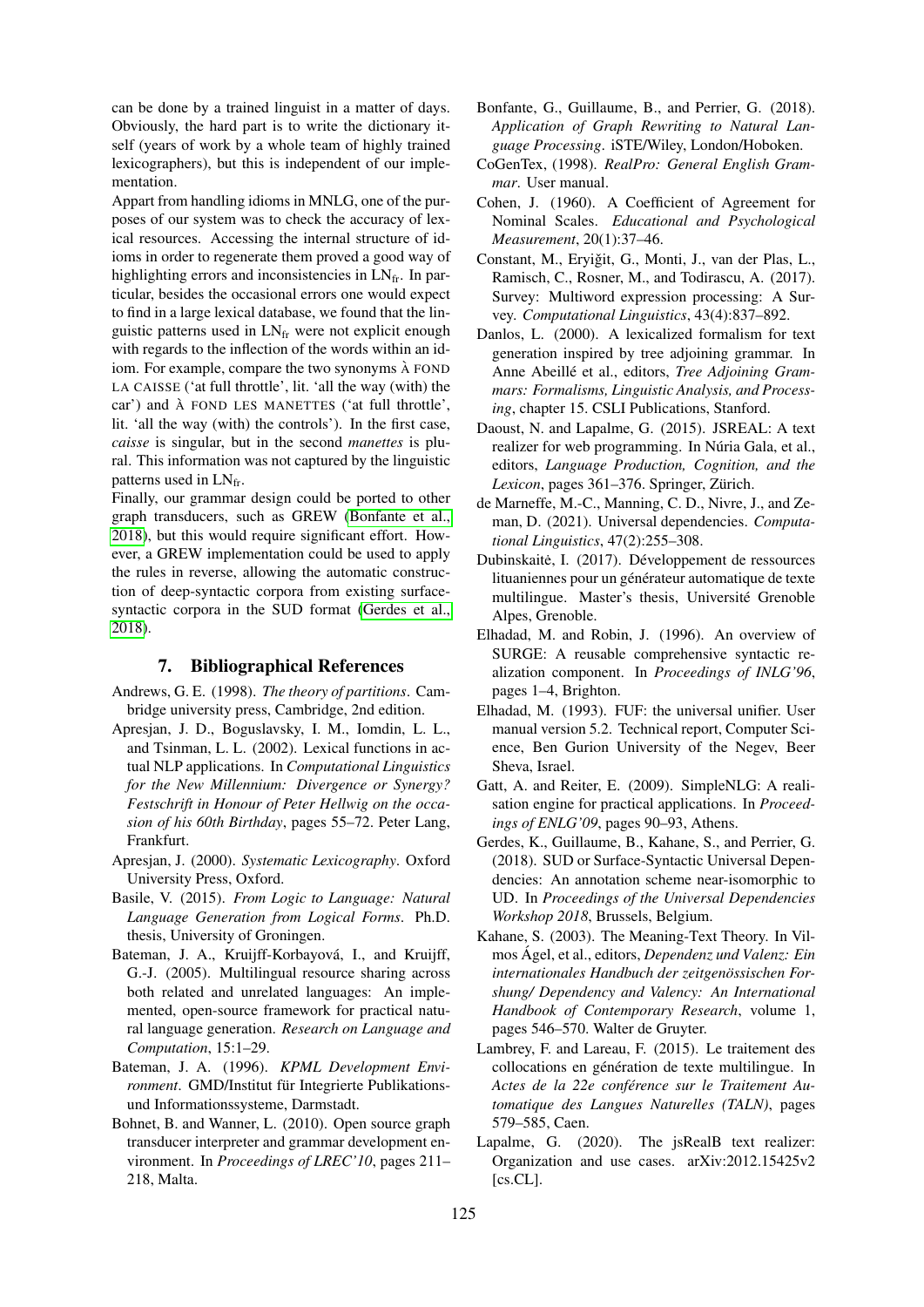can be done by a trained linguist in a matter of days. Obviously, the hard part is to write the dictionary itself (years of work by a whole team of highly trained lexicographers), but this is independent of our implementation.

Appart from handling idioms in MNLG, one of the purposes of our system was to check the accuracy of lexical resources. Accessing the internal structure of idioms in order to regenerate them proved a good way of highlighting errors and inconsistencies in $LN_{fr}$. In particular, besides the occasional errors one would expect to find in a large lexical database, we found that the linguistic patterns used in $LN_{fr}$ were not explicit enough with regards to the inflection of the words within an idiom. For example, compare the two synonyms À FOND LA CAISSE ('at full throttle', lit. 'all the way (with) the car') and À FOND LES MANETTES ('at full throttle', lit. 'all the way (with) the controls'). In the first case, *caisse* is singular, but in the second *manettes* is plural. This information was not captured by the linguistic patterns used in $LN_{fr}$.

Finally, our grammar design could be ported to other graph transducers, such as GREW (Bonfante et al., 2018), but this would require significant effort. However, a GREW implementation could be used to apply the rules in reverse, allowing the automatic construction of deep-syntactic corpora from existing surface-syntactic corpora in the SUD format (Gerdes et al., 2018).

## 7. Bibliographical References

Andrews, G. E. (1998). *The theory of partitions*. Cambridge university press, Cambridge, 2nd edition.

Apresjan, J. D., Boguslavsky, I. M., Iomdin, L. L., and Tsinman, L. L. (2002). Lexical functions in actual NLP applications. In *Computational Linguistics for the New Millennium: Divergence or Synergy? Festschrift in Honour of Peter Hellwig on the occasion of his 60th Birthday*, pages 55–72. Peter Lang, Frankfurt.

Apresjan, J. (2000). *Systematic Lexicography*. Oxford University Press, Oxford.

Basile, V. (2015). *From Logic to Language: Natural Language Generation from Logical Forms*. Ph.D. thesis, University of Groningen.

Bateman, J. A., Kruijff-Korbayová, I., and Kruijff, G.-J. (2005). Multilingual resource sharing across both related and unrelated languages: An implemented, open-source framework for practical natural language generation. *Research on Language and Computation*, 15:1–29.

Bateman, J. A. (1996). *KPML Development Environment*. GMD/Institut für Integrierte Publikations- und Informationssysteme, Darmstadt.

Bohnet, B. and Wanner, L. (2010). Open source graph transducer interpreter and grammar development environment. In *Proceedings of LREC'10*, pages 211–218, Malta.

Bonfante, G., Guillaume, B., and Perrier, G. (2018). *Application of Graph Rewriting to Natural Language Processing*. iSTE/Wiley, London/Hoboken.

CoGenTex, (1998). *RealPro: General English Grammar*. User manual.

Cohen, J. (1960). A Coefficient of Agreement for Nominal Scales. *Educational and Psychological Measurement*, 20(1):37–46.

Constant, M., Eryiğit, G., Monti, J., van der Plas, L., Ramisch, C., Rosner, M., and Todirascu, A. (2017). Survey: Multiword expression processing: A Survey. *Computational Linguistics*, 43(4):837–892.

Danlos, L. (2000). A lexicalized formalism for text generation inspired by tree adjoining grammar. In Anne Abeillé et al., editors, *Tree Adjoining Grammars: Formalisms, Linguistic Analysis, and Processing*, chapter 15. CSLI Publications, Stanford.

Daoust, N. and Lapalme, G. (2015). JSREAL: A text realizer for web programming. In Núria Gala, et al., editors, *Language Production, Cognition, and the Lexicon*, pages 361–376. Springer, Zürich.

de Marneffe, M.-C., Manning, C. D., Nivre, J., and Zeman, D. (2021). Universal dependencies. *Computational Linguistics*, 47(2):255–308.

Dubinskaitė, I. (2017). Développement de ressources lituaniennes pour un générateur automatique de texte multilingue. Master's thesis, Université Grenoble Alpes, Grenoble.

Elhadad, M. and Robin, J. (1996). An overview of SURGE: A reusable comprehensive syntactic realization component. In *Proceedings of INLG'96*, pages 1–4, Brighton.

Elhadad, M. (1993). FUF: the universal unifier. User manual version 5.2. Technical report, Computer Science, Ben Gurion University of the Negev, Beer Sheva, Israel.

Gatt, A. and Reiter, E. (2009). SimpleNLG: A realisation engine for practical applications. In *Proceedings of ENLG'09*, pages 90–93, Athens.

Gerdes, K., Guillaume, B., Kahane, S., and Perrier, G. (2018). SUD or Surface-Syntactic Universal Dependencies: An annotation scheme near-isomorphic to UD. In *Proceedings of the Universal Dependencies Workshop 2018*, Brussels, Belgium.

Kahane, S. (2003). The Meaning-Text Theory. In Vilmos Ágel, et al., editors, *Dependenz und Valenz: Ein internationales Handbuch der zeitgenössischen Forshung/ Dependency and Valency: An International Handbook of Contemporary Research*, volume 1, pages 546–570. Walter de Gruyter.

Lambrey, F. and Lareau, F. (2015). Le traitement des collocations en génération de texte multilingue. In *Actes de la 22e conférence sur le Traitement Automatique des Langues Naturelles (TALN)*, pages 579–585, Caen.

Lapalme, G. (2020). The jsRealB text realizer: Organization and use cases. arXiv:2012.15425v2 [cs.CL].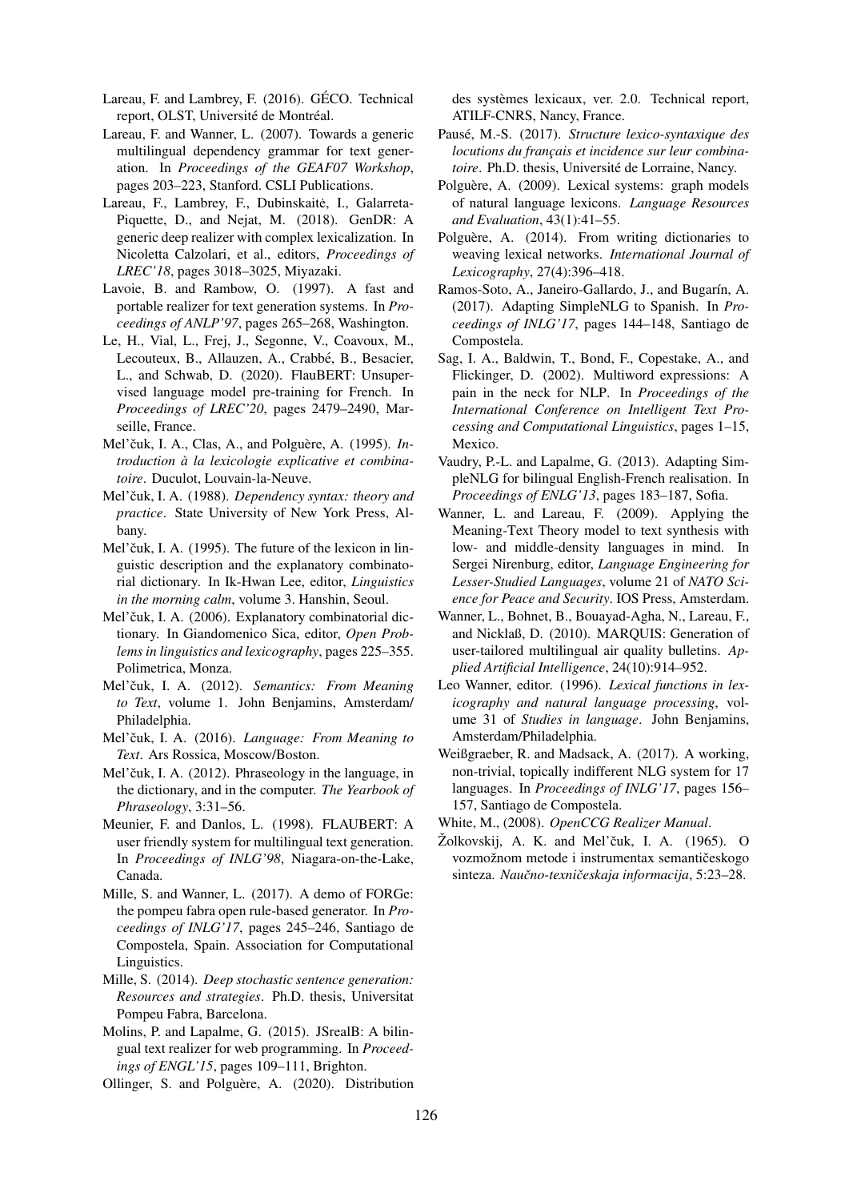Lareau, F. and Lambrey, F. (2016). GÉCO. Technical report, OLST, Université de Montréal.

Lareau, F. and Wanner, L. (2007). Towards a generic multilingual dependency grammar for text generation. In *Proceedings of the GEAF07 Workshop*, pages 203–223, Stanford. CSLI Publications.

Lareau, F., Lambrey, F., Dubinskaitė, I., Galarreta-Piquette, D., and Nejat, M. (2018). GenDR: A generic deep realizer with complex lexicalization. In Nicoletta Calzolari, et al., editors, *Proceedings of LREC'18*, pages 3018–3025, Miyazaki.

Lavoie, B. and Rambow, O. (1997). A fast and portable realizer for text generation systems. In *Proceedings of ANLP'97*, pages 265–268, Washington.

Le, H., Vial, L., Frej, J., Segonne, V., Coavoux, M., Lecouteux, B., Allauzen, A., Crabbé, B., Besacier, L., and Schwab, D. (2020). FlauBERT: Unsupervised language model pre-training for French. In *Proceedings of LREC'20*, pages 2479–2490, Marseille, France.

Mel'čuk, I. A., Clas, A., and Polguère, A. (1995). *Introduction à la lexicologie explicative et combinatoire*. Duculot, Louvain-la-Neuve.

Mel'čuk, I. A. (1988). *Dependency syntax: theory and practice*. State University of New York Press, Albany.

Mel'čuk, I. A. (1995). The future of the lexicon in linguistic description and the explanatory combinatorial dictionary. In Ik-Hwan Lee, editor, *Linguistics in the morning calm*, volume 3. Hanshin, Seoul.

Mel'čuk, I. A. (2006). Explanatory combinatorial dictionary. In Giandomenico Sica, editor, *Open Problems in linguistics and lexicography*, pages 225–355. Polimetrica, Monza.

Mel'čuk, I. A. (2012). *Semantics: From Meaning to Text*, volume 1. John Benjamins, Amsterdam/Philadelphia.

Mel'čuk, I. A. (2016). *Language: From Meaning to Text*. Ars Rossica, Moscow/Boston.

Mel'čuk, I. A. (2012). Phraseology in the language, in the dictionary, and in the computer. *The Yearbook of Phraseology*, 3:31–56.

Meunier, F. and Danlos, L. (1998). FLAUBERT: A user friendly system for multilingual text generation. In *Proceedings of INLG'98*, Niagara-on-the-Lake, Canada.

Mille, S. and Wanner, L. (2017). A demo of FORGe: the pompeu fabra open rule-based generator. In *Proceedings of INLG'17*, pages 245–246, Santiago de Compostela, Spain. Association for Computational Linguistics.

Mille, S. (2014). *Deep stochastic sentence generation: Resources and strategies*. Ph.D. thesis, Universitat Pompeu Fabra, Barcelona.

Molins, P. and Lapalme, G. (2015). JSrealB: A bilingual text realizer for web programming. In *Proceedings of ENGL'15*, pages 109–111, Brighton.

Ollinger, S. and Polguère, A. (2020). Distribution des systèmes lexicaux, ver. 2.0. Technical report, ATILF-CNRS, Nancy, France.

Pausé, M.-S. (2017). *Structure lexico-syntaxique des locutions du français et incidence sur leur combinatoire*. Ph.D. thesis, Université de Lorraine, Nancy.

Polguère, A. (2009). Lexical systems: graph models of natural language lexicons. *Language Resources and Evaluation*, 43(1):41–55.

Polguère, A. (2014). From writing dictionaries to weaving lexical networks. *International Journal of Lexicography*, 27(4):396–418.

Ramos-Soto, A., Janeiro-Gallardo, J., and Bugarín, A. (2017). Adapting SimpleNLG to Spanish. In *Proceedings of INLG'17*, pages 144–148, Santiago de Compostela.

Sag, I. A., Baldwin, T., Bond, F., Copestake, A., and Flickinger, D. (2002). Multiword expressions: A pain in the neck for NLP. In *Proceedings of the International Conference on Intelligent Text Processing and Computational Linguistics*, pages 1–15, Mexico.

Vaudry, P.-L. and Lapalme, G. (2013). Adapting SimpleNLG for bilingual English-French realisation. In *Proceedings of ENLG'13*, pages 183–187, Sofia.

Wanner, L. and Lareau, F. (2009). Applying the Meaning-Text Theory model to text synthesis with low- and middle-density languages in mind. In Sergei Nirenburg, editor, *Language Engineering for Lesser-Studied Languages*, volume 21 of *NATO Science for Peace and Security*. IOS Press, Amsterdam.

Wanner, L., Bohnet, B., Bouayad-Agha, N., Lareau, F., and Nicklaß, D. (2010). MARQUIS: Generation of user-tailored multilingual air quality bulletins. *Applied Artificial Intelligence*, 24(10):914–952.

Leo Wanner, editor. (1996). *Lexical functions in lexicography and natural language processing*, volume 31 of *Studies in language*. John Benjamins, Amsterdam/Philadelphia.

Weißgraeber, R. and Madsack, A. (2017). A working, non-trivial, topically indifferent NLG system for 17 languages. In *Proceedings of INLG'17*, pages 156–157, Santiago de Compostela.

White, M., (2008). *OpenCCG Realizer Manual*.

Žolkovskij, A. K. and Mel'čuk, I. A. (1965). O vozmožnom metode i instrumentax semantičeskogo sinteza. *Naučno-texničeskaja informacija*, 5:23–28.